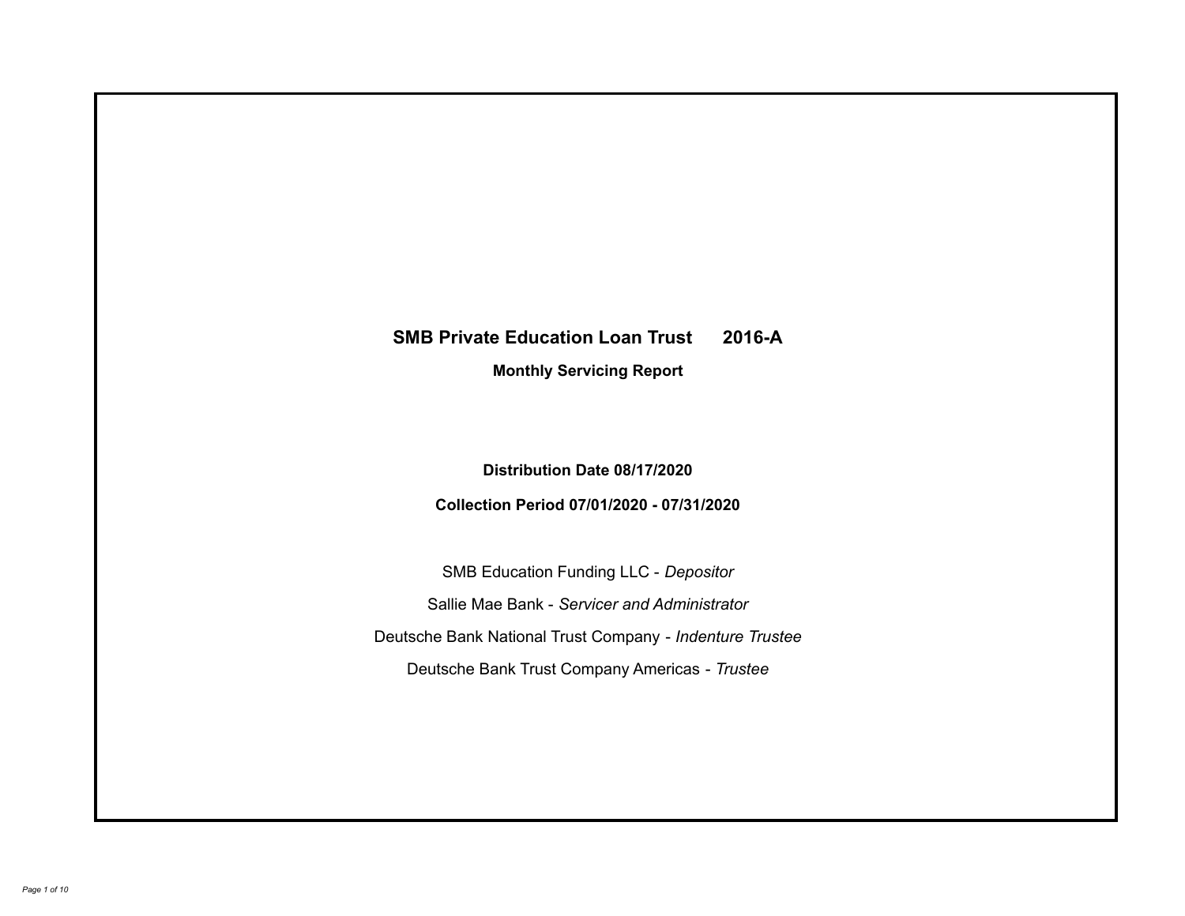# SMB Private Education Loan Trust 2016-A

## Monthly Servicing Report

**Distribution Date 08/17/2020**

**Collection Period 07/01/2020 - 07/31/2020**

SMB Education Funding LLC - *Depositor*

Sallie Mae Bank - *Servicer and Administrator*

Deutsche Bank National Trust Company - *Indenture Trustee*

Deutsche Bank Trust Company Americas - *Trustee*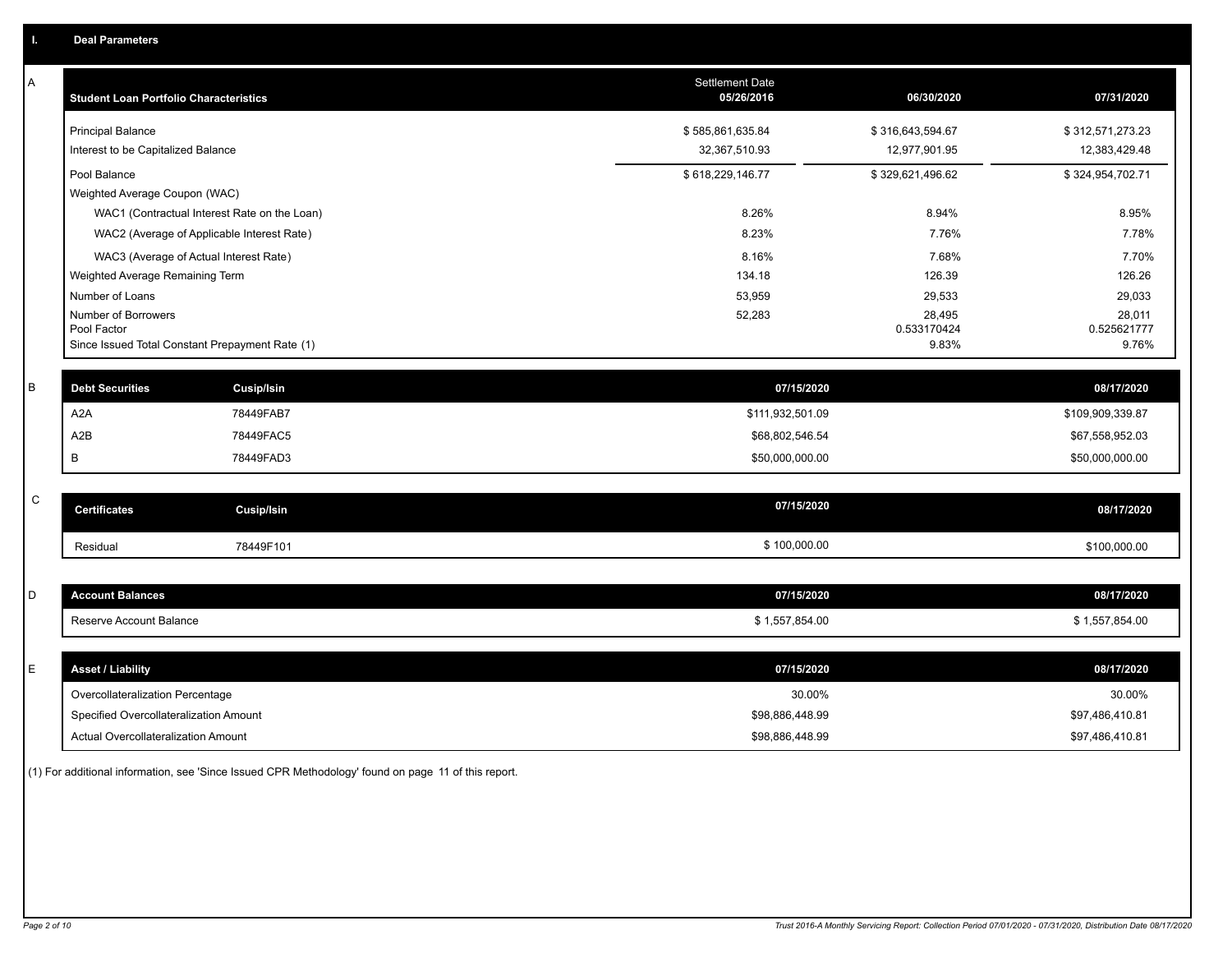# I. Deal Parameters

**A**

| Student Loan Portfolio Characteristics | Settlement Date 05/26/2016 | 06/30/2020 | 07/31/2020 |
|---|---|---|---|
| Principal Balance | $ 585,861,635.84 | $ 316,643,594.67 | $ 312,571,273.23 |
| Interest to be Capitalized Balance | 32,367,510.93 | 12,977,901.95 | 12,383,429.48 |
| Pool Balance | $ 618,229,146.77 | $ 329,621,496.62 | $ 324,954,702.71 |
| Weighted Average Coupon (WAC) | | | |
| WAC1 (Contractual Interest Rate on the Loan) | 8.26% | 8.94% | 8.95% |
| WAC2 (Average of Applicable Interest Rate) | 8.23% | 7.76% | 7.78% |
| WAC3 (Average of Actual Interest Rate) | 8.16% | 7.68% | 7.70% |
| Weighted Average Remaining Term | 134.18 | 126.39 | 126.26 |
| Number of Loans | 53,959 | 29,533 | 29,033 |
| Number of Borrowers | 52,283 | 28,495 | 28,011 |
| Pool Factor | | 0.533170424 | 0.525621777 |
| Since Issued Total Constant Prepayment Rate (1) | | 9.83% | 9.76% |

**B**

| Debt Securities | Cusip/Isin | 07/15/2020 | 08/17/2020 |
|---|---|---|---|
| A2A | 78449FAB7 | $111,932,501.09 | $109,909,339.87 |
| A2B | 78449FAC5 | $68,802,546.54 | $67,558,952.03 |
| B | 78449FAD3 | $50,000,000.00 | $50,000,000.00 |

**C**

| Certificates | Cusip/Isin | 07/15/2020 | 08/17/2020 |
|---|---|---|---|
| Residual | 78449F101 | $ 100,000.00 | $100,000.00 |

**D**

| Account Balances | 07/15/2020 | 08/17/2020 |
|---|---|---|
| Reserve Account Balance | $ 1,557,854.00 | $ 1,557,854.00 |

**E**

| Asset / Liability | 07/15/2020 | 08/17/2020 |
|---|---|---|
| Overcollateralization Percentage | 30.00% | 30.00% |
| Specified Overcollateralization Amount | $98,886,448.99 | $97,486,410.81 |
| Actual Overcollateralization Amount | $98,886,448.99 | $97,486,410.81 |

(1) For additional information, see 'Since Issued CPR Methodology' found on page 11 of this report.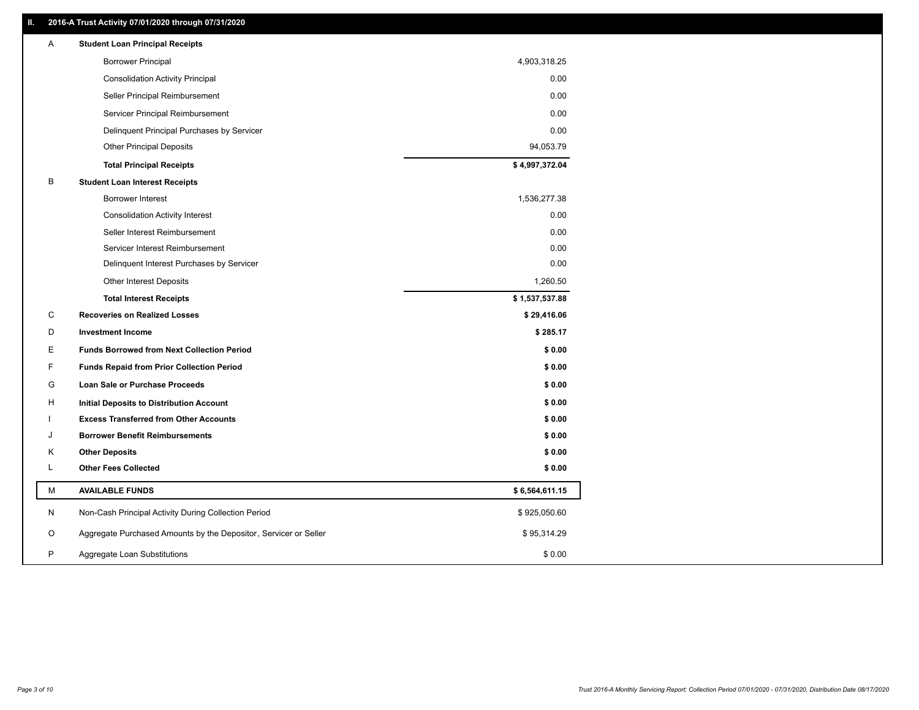## II. 2016-A Trust Activity 07/01/2020 through 07/31/2020

| | | |
|---|---|---|
| A | **Student Loan Principal Receipts** | |
| | Borrower Principal | 4,903,318.25 |
| | Consolidation Activity Principal | 0.00 |
| | Seller Principal Reimbursement | 0.00 |
| | Servicer Principal Reimbursement | 0.00 |
| | Delinquent Principal Purchases by Servicer | 0.00 |
| | Other Principal Deposits | 94,053.79 |
| | **Total Principal Receipts** | **$ 4,997,372.04** |
| B | **Student Loan Interest Receipts** | |
| | Borrower Interest | 1,536,277.38 |
| | Consolidation Activity Interest | 0.00 |
| | Seller Interest Reimbursement | 0.00 |
| | Servicer Interest Reimbursement | 0.00 |
| | Delinquent Interest Purchases by Servicer | 0.00 |
| | Other Interest Deposits | 1,260.50 |
| | **Total Interest Receipts** | **$ 1,537,537.88** |
| C | **Recoveries on Realized Losses** | **$ 29,416.06** |
| D | **Investment Income** | **$ 285.17** |
| E | **Funds Borrowed from Next Collection Period** | **$ 0.00** |
| F | **Funds Repaid from Prior Collection Period** | **$ 0.00** |
| G | **Loan Sale or Purchase Proceeds** | **$ 0.00** |
| H | **Initial Deposits to Distribution Account** | **$ 0.00** |
| I | **Excess Transferred from Other Accounts** | **$ 0.00** |
| J | **Borrower Benefit Reimbursements** | **$ 0.00** |
| K | **Other Deposits** | **$ 0.00** |
| L | **Other Fees Collected** | **$ 0.00** |
| M | **AVAILABLE FUNDS** | **$ 6,564,611.15** |
| N | Non-Cash Principal Activity During Collection Period | $ 925,050.60 |
| O | Aggregate Purchased Amounts by the Depositor, Servicer or Seller | $ 95,314.29 |
| P | Aggregate Loan Substitutions | $ 0.00 |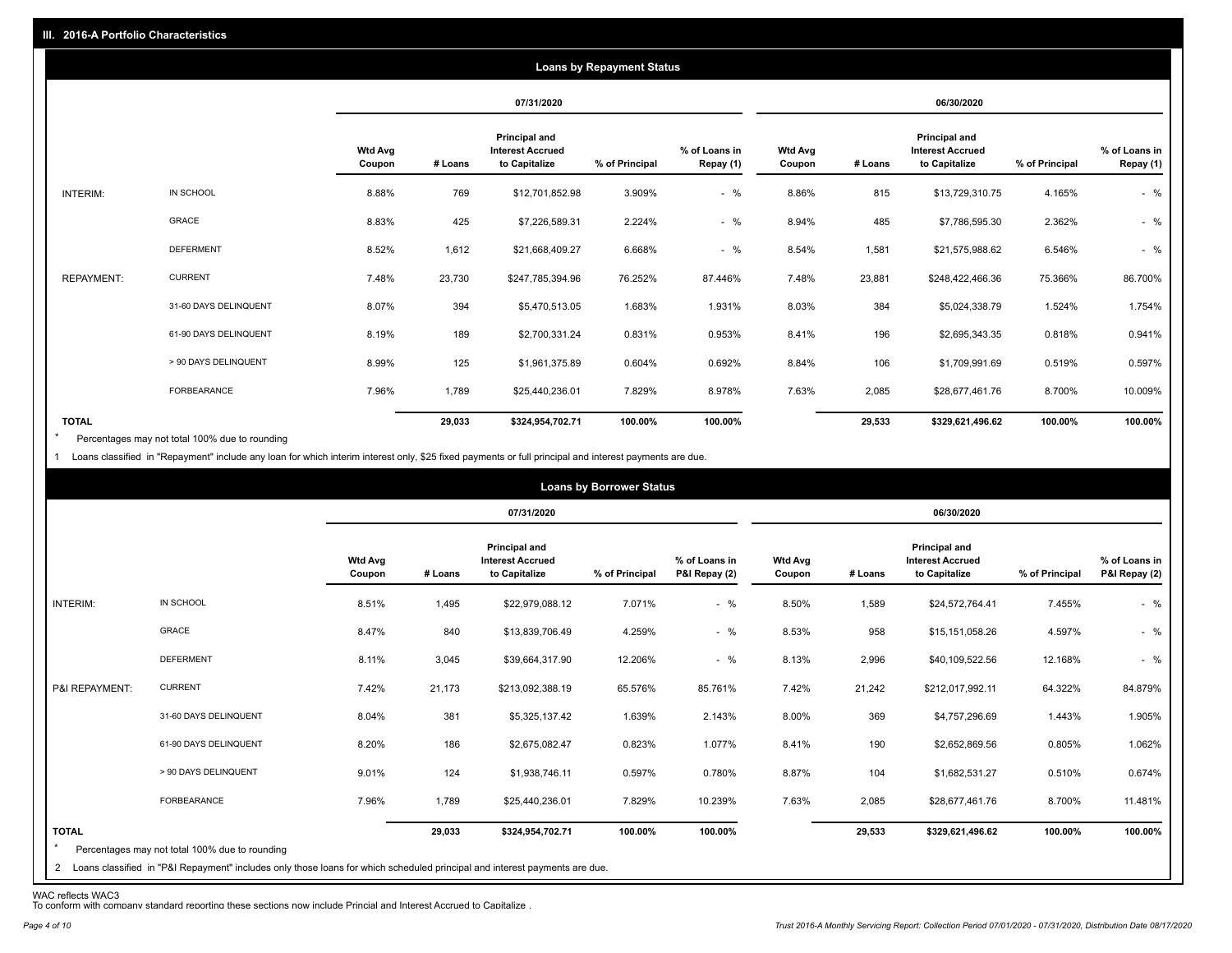## III. 2016-A Portfolio Characteristics

### Loans by Repayment Status

| | | 07/31/2020 | | | | | 06/30/2020 | | | | |
|---|---|---|---|---|---|---|---|---|---|---|---|
| | | Wtd Avg Coupon | # Loans | Principal and Interest Accrued to Capitalize | % of Principal | % of Loans in Repay (1) | Wtd Avg Coupon | # Loans | Principal and Interest Accrued to Capitalize | % of Principal | % of Loans in Repay (1) |
| INTERIM: | IN SCHOOL | 8.88% | 769 | $12,701,852.98 | 3.909% | - % | 8.86% | 815 | $13,729,310.75 | 4.165% | - % |
| | GRACE | 8.83% | 425 | $7,226,589.31 | 2.224% | - % | 8.94% | 485 | $7,786,595.30 | 2.362% | - % |
| | DEFERMENT | 8.52% | 1,612 | $21,668,409.27 | 6.668% | - % | 8.54% | 1,581 | $21,575,988.62 | 6.546% | - % |
| REPAYMENT: | CURRENT | 7.48% | 23,730 | $247,785,394.96 | 76.252% | 87.446% | 7.48% | 23,881 | $248,422,466.36 | 75.366% | 86.700% |
| | 31-60 DAYS DELINQUENT | 8.07% | 394 | $5,470,513.05 | 1.683% | 1.931% | 8.03% | 384 | $5,024,338.79 | 1.524% | 1.754% |
| | 61-90 DAYS DELINQUENT | 8.19% | 189 | $2,700,331.24 | 0.831% | 0.953% | 8.41% | 196 | $2,695,343.35 | 0.818% | 0.941% |
| | > 90 DAYS DELINQUENT | 8.99% | 125 | $1,961,375.89 | 0.604% | 0.692% | 8.84% | 106 | $1,709,991.69 | 0.519% | 0.597% |
| | FORBEARANCE | 7.96% | 1,789 | $25,440,236.01 | 7.829% | 8.978% | 7.63% | 2,085 | $28,677,461.76 | 8.700% | 10.009% |
| TOTAL | | | 29,033 | $324,954,702.71 | 100.00% | 100.00% | | 29,533 | $329,621,496.62 | 100.00% | 100.00% |

* Percentages may not total 100% due to rounding

1 Loans classified in "Repayment" include any loan for which interim interest only, $25 fixed payments or full principal and interest payments are due.

### Loans by Borrower Status

| | | 07/31/2020 | | | | | 06/30/2020 | | | | |
|---|---|---|---|---|---|---|---|---|---|---|---|
| | | Wtd Avg Coupon | # Loans | Principal and Interest Accrued to Capitalize | % of Principal | % of Loans in P&I Repay (2) | Wtd Avg Coupon | # Loans | Principal and Interest Accrued to Capitalize | % of Principal | % of Loans in P&I Repay (2) |
| INTERIM: | IN SCHOOL | 8.51% | 1,495 | $22,979,088.12 | 7.071% | - % | 8.50% | 1,589 | $24,572,764.41 | 7.455% | - % |
| | GRACE | 8.47% | 840 | $13,839,706.49 | 4.259% | - % | 8.53% | 958 | $15,151,058.26 | 4.597% | - % |
| | DEFERMENT | 8.11% | 3,045 | $39,664,317.90 | 12.206% | - % | 8.13% | 2,996 | $40,109,522.56 | 12.168% | - % |
| P&I REPAYMENT: | CURRENT | 7.42% | 21,173 | $213,092,388.19 | 65.576% | 85.761% | 7.42% | 21,242 | $212,017,992.11 | 64.322% | 84.879% |
| | 31-60 DAYS DELINQUENT | 8.04% | 381 | $5,325,137.42 | 1.639% | 2.143% | 8.00% | 369 | $4,757,296.69 | 1.443% | 1.905% |
| | 61-90 DAYS DELINQUENT | 8.20% | 186 | $2,675,082.47 | 0.823% | 1.077% | 8.41% | 190 | $2,652,869.56 | 0.805% | 1.062% |
| | > 90 DAYS DELINQUENT | 9.01% | 124 | $1,938,746.11 | 0.597% | 0.780% | 8.87% | 104 | $1,682,531.27 | 0.510% | 0.674% |
| | FORBEARANCE | 7.96% | 1,789 | $25,440,236.01 | 7.829% | 10.239% | 7.63% | 2,085 | $28,677,461.76 | 8.700% | 11.481% |
| TOTAL | | | 29,033 | $324,954,702.71 | 100.00% | 100.00% | | 29,533 | $329,621,496.62 | 100.00% | 100.00% |

* Percentages may not total 100% due to rounding

2 Loans classified in "P&I Repayment" includes only those loans for which scheduled principal and interest payments are due.

WAC reflects WAC3

To conform with company standard reporting these sections now include Princial and Interest Accrued to Capitalize .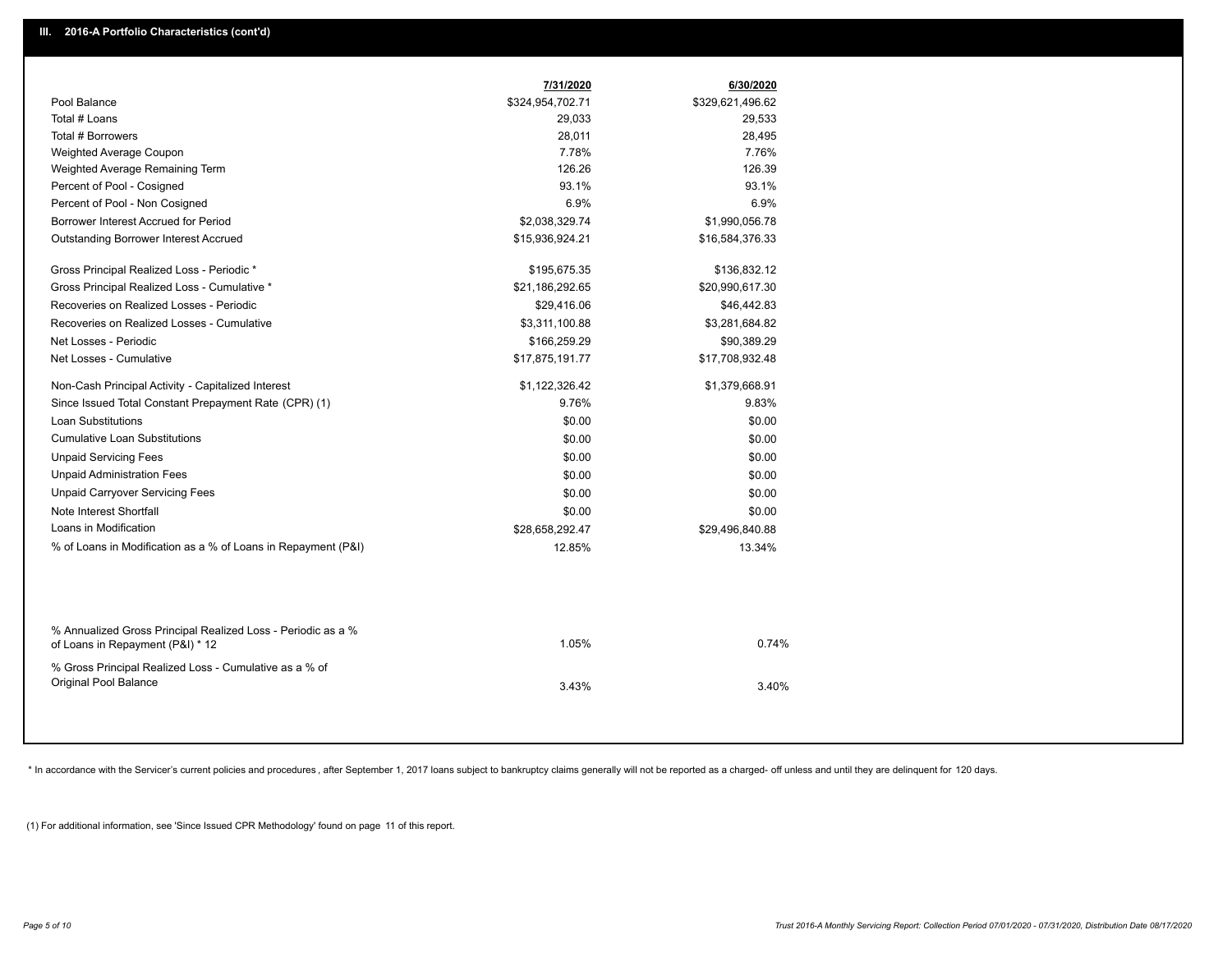## III. 2016-A Portfolio Characteristics (cont'd)

| | 7/31/2020 | 6/30/2020 |
|---|---|---|
| Pool Balance | $324,954,702.71 | $329,621,496.62 |
| Total # Loans | 29,033 | 29,533 |
| Total # Borrowers | 28,011 | 28,495 |
| Weighted Average Coupon | 7.78% | 7.76% |
| Weighted Average Remaining Term | 126.26 | 126.39 |
| Percent of Pool - Cosigned | 93.1% | 93.1% |
| Percent of Pool - Non Cosigned | 6.9% | 6.9% |
| Borrower Interest Accrued for Period | $2,038,329.74 | $1,990,056.78 |
| Outstanding Borrower Interest Accrued | $15,936,924.21 | $16,584,376.33 |
| Gross Principal Realized Loss - Periodic * | $195,675.35 | $136,832.12 |
| Gross Principal Realized Loss - Cumulative * | $21,186,292.65 | $20,990,617.30 |
| Recoveries on Realized Losses - Periodic | $29,416.06 | $46,442.83 |
| Recoveries on Realized Losses - Cumulative | $3,311,100.88 | $3,281,684.82 |
| Net Losses - Periodic | $166,259.29 | $90,389.29 |
| Net Losses - Cumulative | $17,875,191.77 | $17,708,932.48 |
| Non-Cash Principal Activity - Capitalized Interest | $1,122,326.42 | $1,379,668.91 |
| Since Issued Total Constant Prepayment Rate (CPR) (1) | 9.76% | 9.83% |
| Loan Substitutions | $0.00 | $0.00 |
| Cumulative Loan Substitutions | $0.00 | $0.00 |
| Unpaid Servicing Fees | $0.00 | $0.00 |
| Unpaid Administration Fees | $0.00 | $0.00 |
| Unpaid Carryover Servicing Fees | $0.00 | $0.00 |
| Note Interest Shortfall | $0.00 | $0.00 |
| Loans in Modification | $28,658,292.47 | $29,496,840.88 |
| % of Loans in Modification as a % of Loans in Repayment (P&I) | 12.85% | 13.34% |
| % Annualized Gross Principal Realized Loss - Periodic as a % of Loans in Repayment (P&I) * 12 | 1.05% | 0.74% |
| % Gross Principal Realized Loss - Cumulative as a % of Original Pool Balance | 3.43% | 3.40% |

* In accordance with the Servicer's current policies and procedures, after September 1, 2017 loans subject to bankruptcy claims generally will not be reported as a charged- off unless and until they are delinquent for 120 days.

(1) For additional information, see 'Since Issued CPR Methodology' found on page 11 of this report.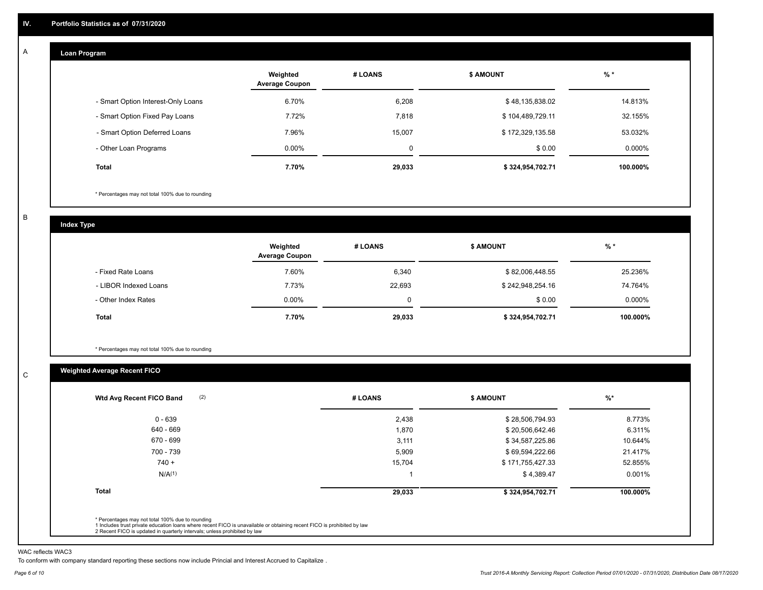## IV. Portfolio Statistics as of 07/31/2020

### A

#### Loan Program

| | Weighted Average Coupon | # LOANS | $ AMOUNT | % * |
|---|---|---|---|---|
| - Smart Option Interest-Only Loans | 6.70% | 6,208 | $ 48,135,838.02 | 14.813% |
| - Smart Option Fixed Pay Loans | 7.72% | 7,818 | $ 104,489,729.11 | 32.155% |
| - Smart Option Deferred Loans | 7.96% | 15,007 | $ 172,329,135.58 | 53.032% |
| - Other Loan Programs | 0.00% | 0 | $ 0.00 | 0.000% |
| **Total** | **7.70%** | **29,033** | **$ 324,954,702.71** | **100.000%** |

* Percentages may not total 100% due to rounding

### B

#### Index Type

| | Weighted Average Coupon | # LOANS | $ AMOUNT | % * |
|---|---|---|---|---|
| - Fixed Rate Loans | 7.60% | 6,340 | $ 82,006,448.55 | 25.236% |
| - LIBOR Indexed Loans | 7.73% | 22,693 | $ 242,948,254.16 | 74.764% |
| - Other Index Rates | 0.00% | 0 | $ 0.00 | 0.000% |
| **Total** | **7.70%** | **29,033** | **$ 324,954,702.71** | **100.000%** |

* Percentages may not total 100% due to rounding

### C

#### Weighted Average Recent FICO

| Wtd Avg Recent FICO Band (2) | # LOANS | $ AMOUNT | %* |
|---|---|---|---|
| 0 - 639 | 2,438 | $ 28,506,794.93 | 8.773% |
| 640 - 669 | 1,870 | $ 20,506,642.46 | 6.311% |
| 670 - 699 | 3,111 | $ 34,587,225.86 | 10.644% |
| 700 - 739 | 5,909 | $ 69,594,222.66 | 21.417% |
| 740 + | 15,704 | $ 171,755,427.33 | 52.855% |
| N/A(1) | 1 | $ 4,389.47 | 0.001% |
| **Total** | **29,033** | **$ 324,954,702.71** | **100.000%** |

* Percentages may not total 100% due to rounding
1 Includes trust private education loans where recent FICO is unavailable or obtaining recent FICO is prohibited by law
2 Recent FICO is updated in quarterly intervals; unless prohibited by law

WAC reflects WAC3

To conform with company standard reporting these sections now include Princial and Interest Accrued to Capitalize .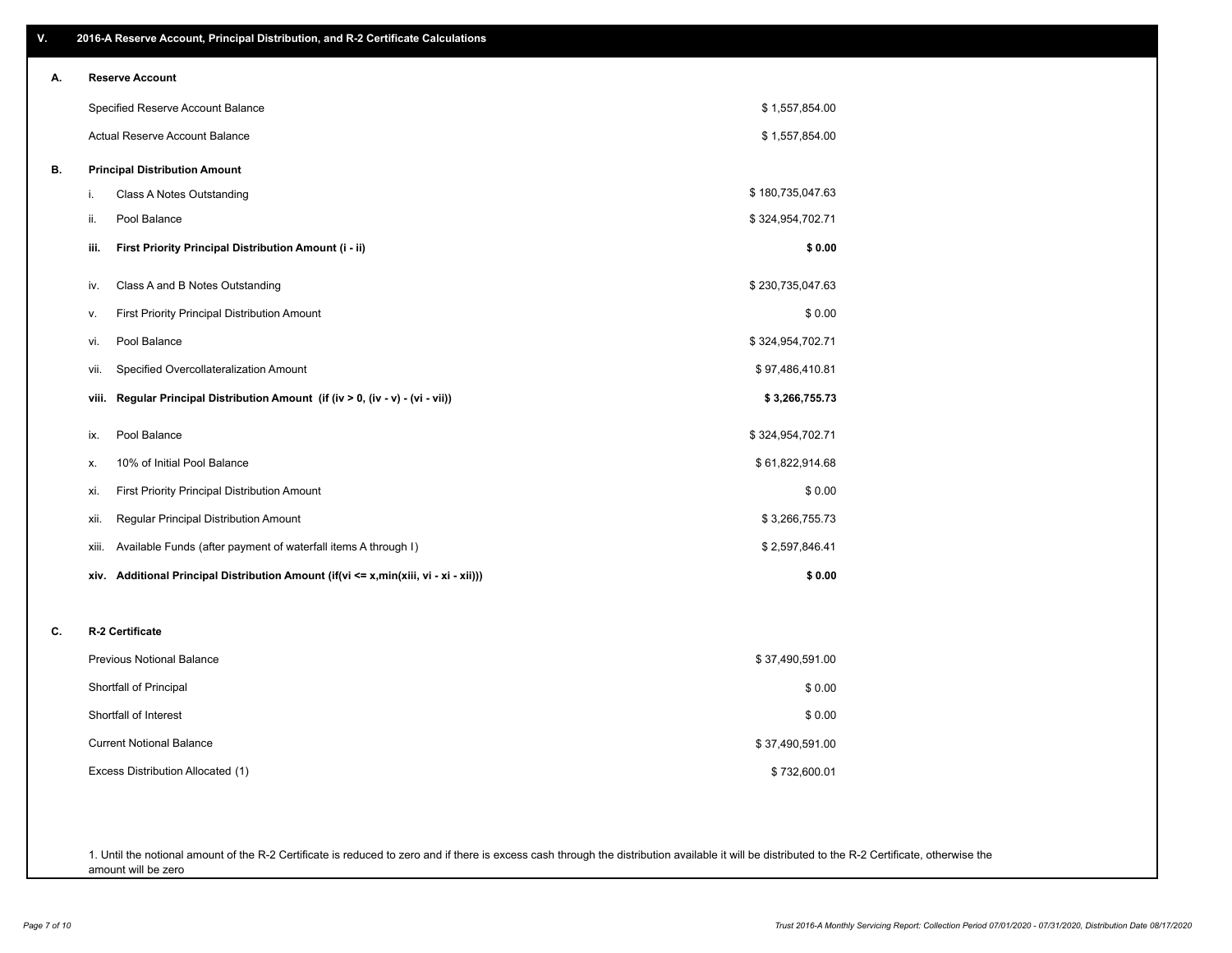## V. 2016-A Reserve Account, Principal Distribution, and R-2 Certificate Calculations

### A. Reserve Account

| | |
|---|---|
| Specified Reserve Account Balance | $ 1,557,854.00 |
| Actual Reserve Account Balance | $ 1,557,854.00 |

### B. Principal Distribution Amount

| | | |
|---|---|---|
| i. | Class A Notes Outstanding | $ 180,735,047.63 |
| ii. | Pool Balance | $ 324,954,702.71 |
| **iii.** | **First Priority Principal Distribution Amount (i - ii)** | **$ 0.00** |
| iv. | Class A and B Notes Outstanding | $ 230,735,047.63 |
| v. | First Priority Principal Distribution Amount | $ 0.00 |
| vi. | Pool Balance | $ 324,954,702.71 |
| vii. | Specified Overcollateralization Amount | $ 97,486,410.81 |
| **viii.** | **Regular Principal Distribution Amount (if (iv > 0, (iv - v) - (vi - vii))** | **$ 3,266,755.73** |
| ix. | Pool Balance | $ 324,954,702.71 |
| x. | 10% of Initial Pool Balance | $ 61,822,914.68 |
| xi. | First Priority Principal Distribution Amount | $ 0.00 |
| xii. | Regular Principal Distribution Amount | $ 3,266,755.73 |
| xiii. | Available Funds (after payment of waterfall items A through I) | $ 2,597,846.41 |
| **xiv.** | **Additional Principal Distribution Amount (if(vi <= x,min(xiii, vi - xi - xii)))** | **$ 0.00** |

### C. R-2 Certificate

| | |
|---|---|
| Previous Notional Balance | $ 37,490,591.00 |
| Shortfall of Principal | $ 0.00 |
| Shortfall of Interest | $ 0.00 |
| Current Notional Balance | $ 37,490,591.00 |
| Excess Distribution Allocated (1) | $ 732,600.01 |

1. Until the notional amount of the R-2 Certificate is reduced to zero and if there is excess cash through the distribution available it will be distributed to the R-2 Certificate, otherwise the amount will be zero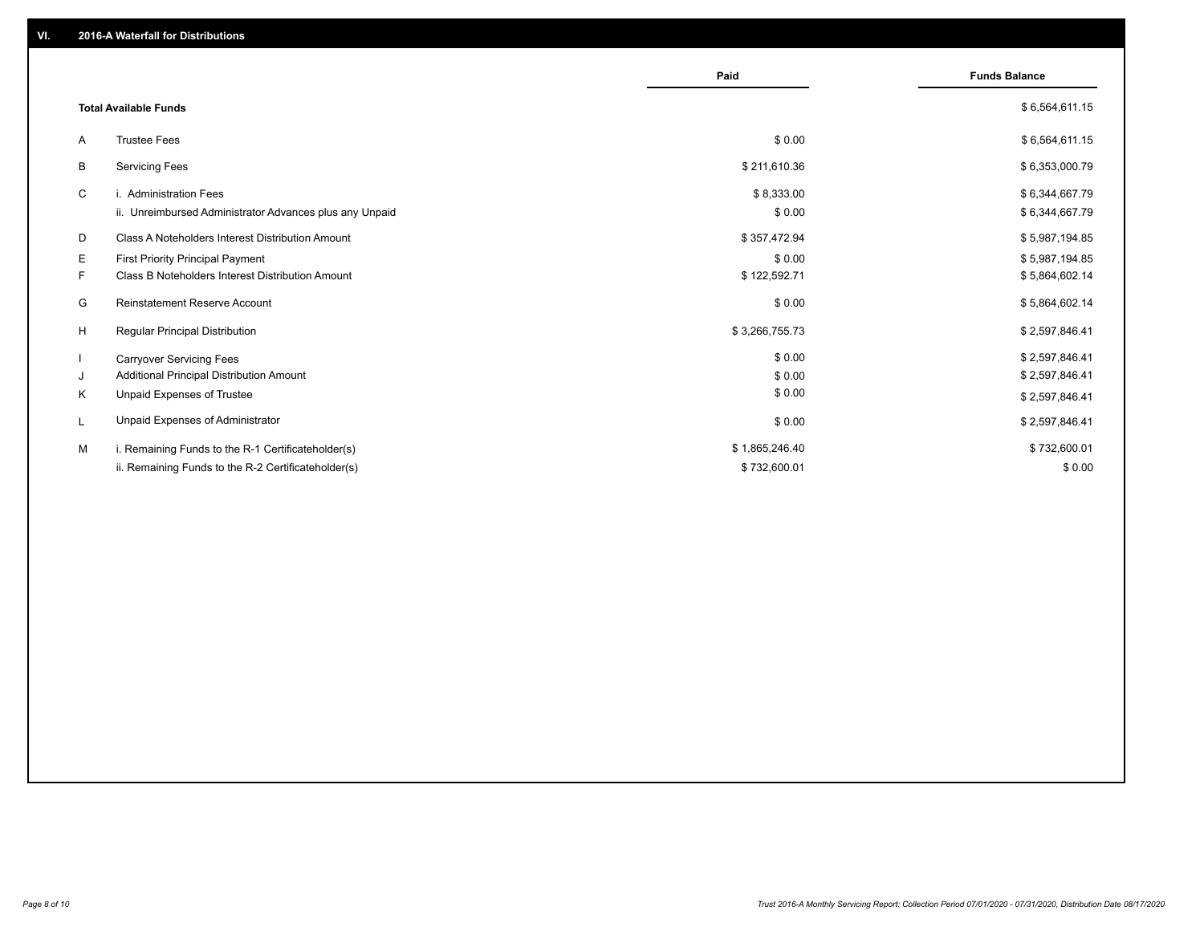## VI. 2016-A Waterfall for Distributions

| | | Paid | Funds Balance |
|---|---|---|---|
| | **Total Available Funds** | | $ 6,564,611.15 |
| A | Trustee Fees | $ 0.00 | $ 6,564,611.15 |
| B | Servicing Fees | $ 211,610.36 | $ 6,353,000.79 |
| C | i. Administration Fees | $ 8,333.00 | $ 6,344,667.79 |
| | ii. Unreimbursed Administrator Advances plus any Unpaid | $ 0.00 | $ 6,344,667.79 |
| D | Class A Noteholders Interest Distribution Amount | $ 357,472.94 | $ 5,987,194.85 |
| E | First Priority Principal Payment | $ 0.00 | $ 5,987,194.85 |
| F | Class B Noteholders Interest Distribution Amount | $ 122,592.71 | $ 5,864,602.14 |
| G | Reinstatement Reserve Account | $ 0.00 | $ 5,864,602.14 |
| H | Regular Principal Distribution | $ 3,266,755.73 | $ 2,597,846.41 |
| I | Carryover Servicing Fees | $ 0.00 | $ 2,597,846.41 |
| J | Additional Principal Distribution Amount | $ 0.00 | $ 2,597,846.41 |
| K | Unpaid Expenses of Trustee | $ 0.00 | $ 2,597,846.41 |
| L | Unpaid Expenses of Administrator | $ 0.00 | $ 2,597,846.41 |
| M | i. Remaining Funds to the R-1 Certificateholder(s) | $ 1,865,246.40 | $ 732,600.01 |
| | ii. Remaining Funds to the R-2 Certificateholder(s) | $ 732,600.01 | $ 0.00 |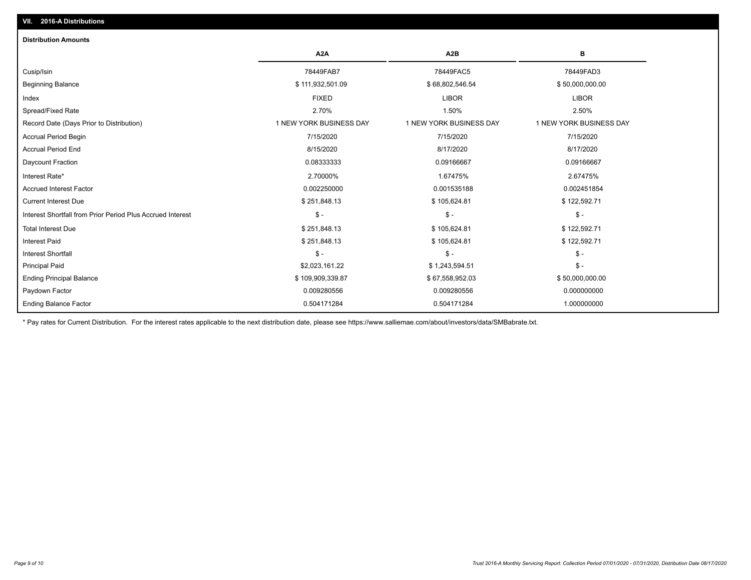## VII. 2016-A Distributions

### Distribution Amounts

| | A2A | A2B | B |
|---|---|---|---|
| Cusip/Isin | 78449FAB7 | 78449FAC5 | 78449FAD3 |
| Beginning Balance | $ 111,932,501.09 | $ 68,802,546.54 | $ 50,000,000.00 |
| Index | FIXED | LIBOR | LIBOR |
| Spread/Fixed Rate | 2.70% | 1.50% | 2.50% |
| Record Date (Days Prior to Distribution) | 1 NEW YORK BUSINESS DAY | 1 NEW YORK BUSINESS DAY | 1 NEW YORK BUSINESS DAY |
| Accrual Period Begin | 7/15/2020 | 7/15/2020 | 7/15/2020 |
| Accrual Period End | 8/15/2020 | 8/17/2020 | 8/17/2020 |
| Daycount Fraction | 0.08333333 | 0.09166667 | 0.09166667 |
| Interest Rate* | 2.70000% | 1.67475% | 2.67475% |
| Accrued Interest Factor | 0.002250000 | 0.001535188 | 0.002451854 |
| Current Interest Due | $ 251,848.13 | $ 105,624.81 | $ 122,592.71 |
| Interest Shortfall from Prior Period Plus Accrued Interest | $ - | $ - | $ - |
| Total Interest Due | $ 251,848.13 | $ 105,624.81 | $ 122,592.71 |
| Interest Paid | $ 251,848.13 | $ 105,624.81 | $ 122,592.71 |
| Interest Shortfall | $ - | $ - | $ - |
| Principal Paid | $2,023,161.22 | $ 1,243,594.51 | $ - |
| Ending Principal Balance | $ 109,909,339.87 | $ 67,558,952.03 | $ 50,000,000.00 |
| Paydown Factor | 0.009280556 | 0.009280556 | 0.000000000 |
| Ending Balance Factor | 0.504171284 | 0.504171284 | 1.000000000 |

* Pay rates for Current Distribution. For the interest rates applicable to the next distribution date, please see https://www.salliemae.com/about/investors/data/SMBabrate.txt.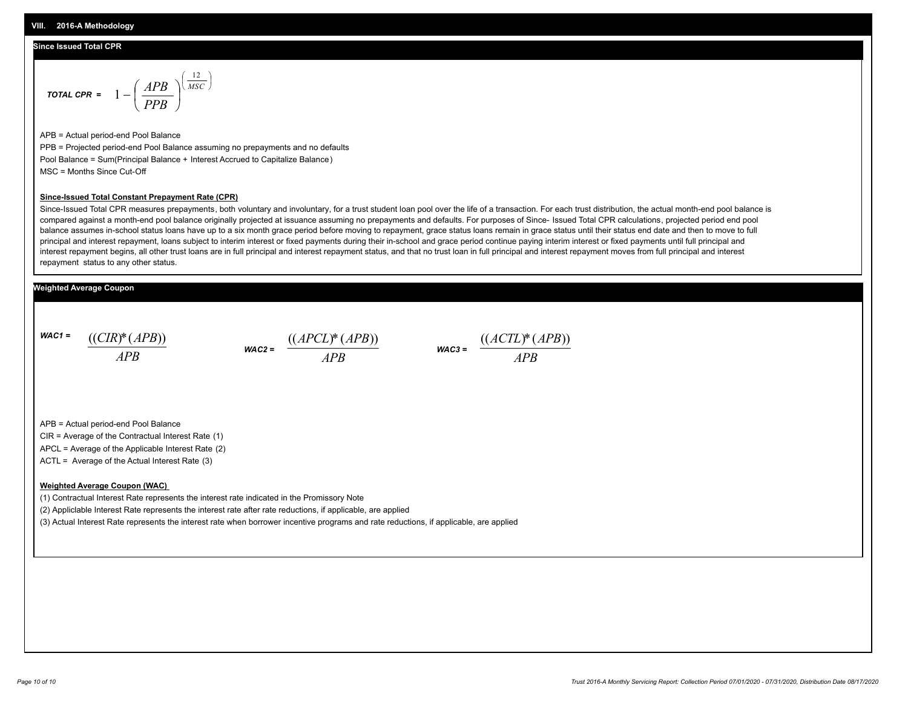## VIII. 2016-A Methodology

### Since Issued Total CPR

$$\textbf{TOTAL CPR} = 1 - \left(\frac{APB}{PPB}\right)^{\left(\frac{12}{MSC}\right)}$$

APB = Actual period-end Pool Balance

PPB = Projected period-end Pool Balance assuming no prepayments and no defaults

Pool Balance = Sum(Principal Balance + Interest Accrued to Capitalize Balance)

MSC = Months Since Cut-Off

**Since-Issued Total Constant Prepayment Rate (CPR)**

Since-Issued Total CPR measures prepayments, both voluntary and involuntary, for a trust student loan pool over the life of a transaction. For each trust distribution, the actual month-end pool balance is compared against a month-end pool balance originally projected at issuance assuming no prepayments and defaults. For purposes of Since- Issued Total CPR calculations, projected period end pool balance assumes in-school status loans have up to a six month grace period before moving to repayment, grace status loans remain in grace status until their status end date and then to move to full principal and interest repayment, loans subject to interim interest or fixed payments during their in-school and grace period continue paying interim interest or fixed payments until full principal and interest repayment begins, all other trust loans are in full principal and interest repayment status, and that no trust loan in full principal and interest repayment moves from full principal and interest repayment status to any other status.

### Weighted Average Coupon

$$\textbf{WAC1} = \frac{((CIR)*(APB))}{APB} \qquad \textbf{WAC2} = \frac{((APCL)*(APB))}{APB} \qquad \textbf{WAC3} = \frac{((ACTL)*(APB))}{APB}$$

APB = Actual period-end Pool Balance

CIR = Average of the Contractual Interest Rate (1)

APCL = Average of the Applicable Interest Rate (2)

ACTL = Average of the Actual Interest Rate (3)

**Weighted Average Coupon (WAC)**

(1) Contractual Interest Rate represents the interest rate indicated in the Promissory Note

(2) Appliclable Interest Rate represents the interest rate after rate reductions, if applicable, are applied

(3) Actual Interest Rate represents the interest rate when borrower incentive programs and rate reductions, if applicable, are applied